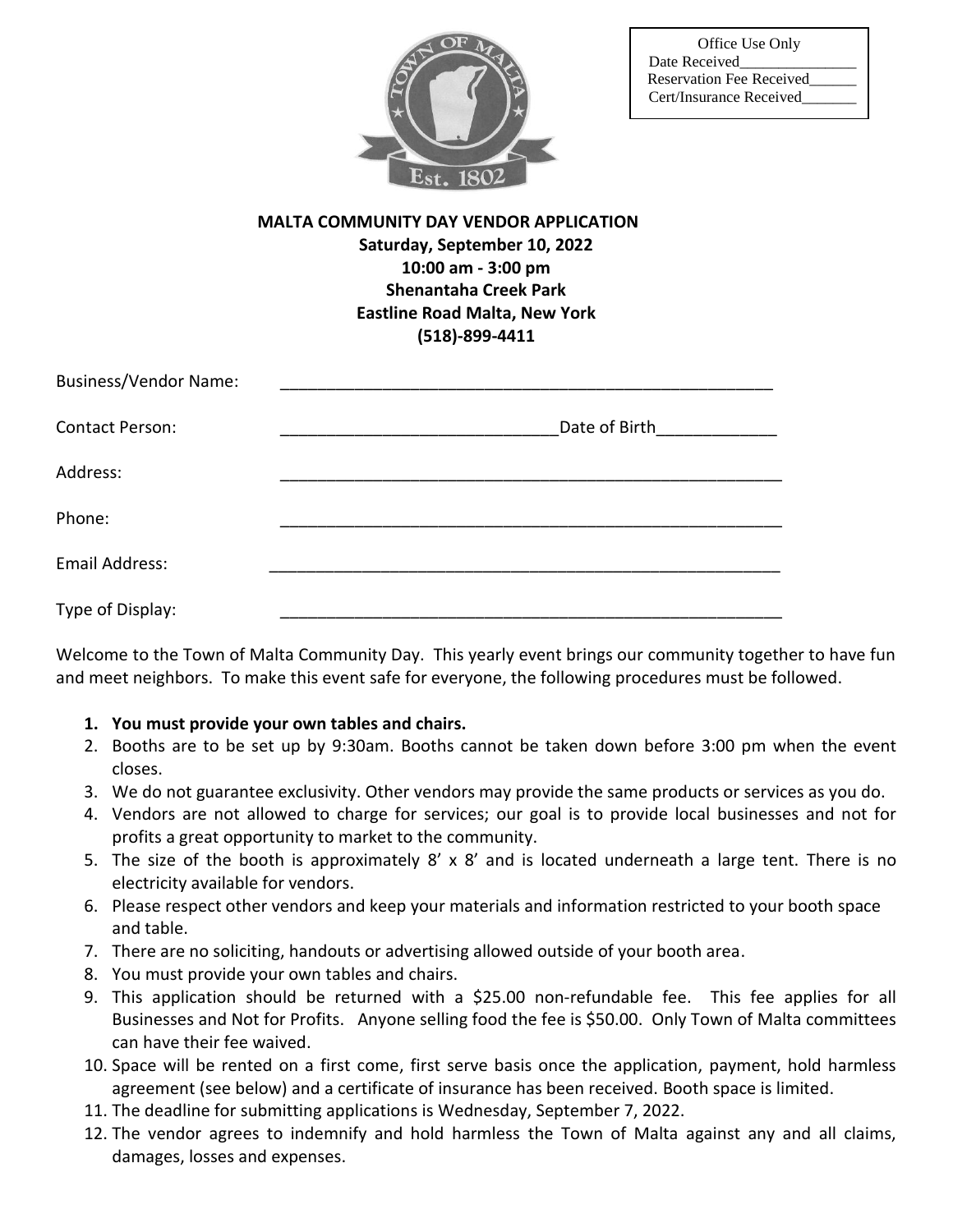Office Use Only
Date Received_______________
Reservation Fee Received______
Cert/Insurance Received_______

**MALTA COMMUNITY DAY VENDOR APPLICATION**
**Saturday, September 10, 2022**
**10:00 am - 3:00 pm**
**Shenantaha Creek Park**
**Eastline Road Malta, New York**
**(518)-899-4411**

Business/Vendor Name: _______________________________________________________

Contact Person: _____________________________Date of Birth_____________

Address: _______________________________________________________

Phone: _______________________________________________________

Email Address: _______________________________________________________

Type of Display: _______________________________________________________

Welcome to the Town of Malta Community Day. This yearly event brings our community together to have fun and meet neighbors. To make this event safe for everyone, the following procedures must be followed.

1. **You must provide your own tables and chairs.**
2. Booths are to be set up by 9:30am. Booths cannot be taken down before 3:00 pm when the event closes.
3. We do not guarantee exclusivity. Other vendors may provide the same products or services as you do.
4. Vendors are not allowed to charge for services; our goal is to provide local businesses and not for profits a great opportunity to market to the community.
5. The size of the booth is approximately 8' x 8' and is located underneath a large tent. There is no electricity available for vendors.
6. Please respect other vendors and keep your materials and information restricted to your booth space and table.
7. There are no soliciting, handouts or advertising allowed outside of your booth area.
8. You must provide your own tables and chairs.
9. This application should be returned with a $25.00 non-refundable fee. This fee applies for all Businesses and Not for Profits. Anyone selling food the fee is $50.00. Only Town of Malta committees can have their fee waived.
10. Space will be rented on a first come, first serve basis once the application, payment, hold harmless agreement (see below) and a certificate of insurance has been received. Booth space is limited.
11. The deadline for submitting applications is Wednesday, September 7, 2022.
12. The vendor agrees to indemnify and hold harmless the Town of Malta against any and all claims, damages, losses and expenses.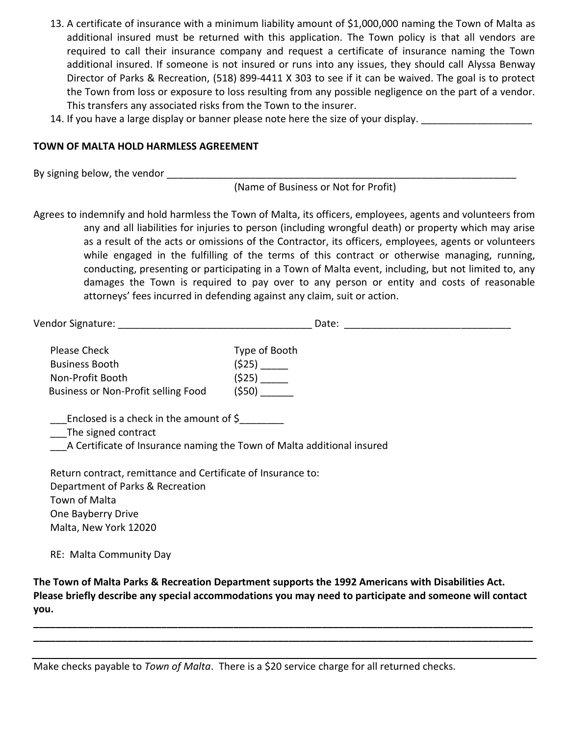13. A certificate of insurance with a minimum liability amount of $1,000,000 naming the Town of Malta as additional insured must be returned with this application. The Town policy is that all vendors are required to call their insurance company and request a certificate of insurance naming the Town additional insured. If someone is not insured or runs into any issues, they should call Alyssa Benway Director of Parks & Recreation, (518) 899-4411 X 303 to see if it can be waived. The goal is to protect the Town from loss or exposure to loss resulting from any possible negligence on the part of a vendor. This transfers any associated risks from the Town to the insurer.
14. If you have a large display or banner please note here the size of your display. ____________________

**TOWN OF MALTA HOLD HARMLESS AGREEMENT**

By signing below, the vendor ______________________________________________________________________
(Name of Business or Not for Profit)

Agrees to indemnify and hold harmless the Town of Malta, its officers, employees, agents and volunteers from any and all liabilities for injuries to person (including wrongful death) or property which may arise as a result of the acts or omissions of the Contractor, its officers, employees, agents or volunteers while engaged in the fulfilling of the terms of this contract or otherwise managing, running, conducting, presenting or participating in a Town of Malta event, including, but not limited to, any damages the Town is required to pay over to any person or entity and costs of reasonable attorneys' fees incurred in defending against any claim, suit or action.

Vendor Signature: ___________________________________ Date: ______________________________

| Please Check | Type of Booth |
|---|---|
| Business Booth | ($25) _____ |
| Non-Profit Booth | ($25) _____ |
| Business or Non-Profit selling Food | ($50) ______ |

___Enclosed is a check in the amount of $________
___The signed contract
___A Certificate of Insurance naming the Town of Malta additional insured

Return contract, remittance and Certificate of Insurance to:
Department of Parks & Recreation
Town of Malta
One Bayberry Drive
Malta, New York 12020

RE: Malta Community Day

**The Town of Malta Parks & Recreation Department supports the 1992 Americans with Disabilities Act. Please briefly describe any special accommodations you may need to participate and someone will contact you.**

________________________________________________________________________________________

________________________________________________________________________________________

Make checks payable to *Town of Malta*. There is a $20 service charge for all returned checks.